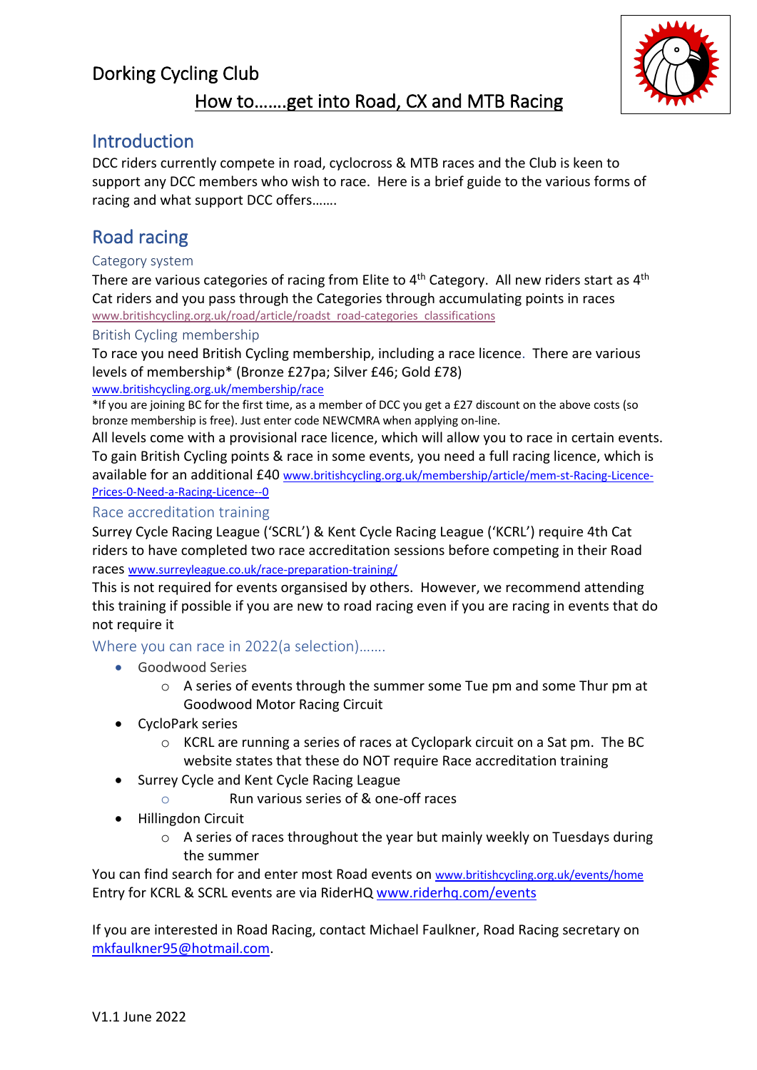# Dorking Cycling Club

## How to…….get into Road, CX and MTB Racing

## Introduction

DCC riders currently compete in road, cyclocross & MTB races and the Club is keen to support any DCC members who wish to race. Here is a brief guide to the various forms of racing and what support DCC offers…….

## Road racing

### Category system

There are various categories of racing from Elite to 4th Category. All new riders start as 4th Cat riders and you pass through the Categories through accumulating points in races
www.britishcycling.org.uk/road/article/roadst_road-categories_classifications

### British Cycling membership

To race you need British Cycling membership, including a race licence. There are various levels of membership* (Bronze £27pa; Silver £46; Gold £78)
www.britishcycling.org.uk/membership/race

*If you are joining BC for the first time, as a member of DCC you get a £27 discount on the above costs (so bronze membership is free). Just enter code NEWCMRA when applying on-line.

All levels come with a provisional race licence, which will allow you to race in certain events. To gain British Cycling points & race in some events, you need a full racing licence, which is available for an additional £40 www.britishcycling.org.uk/membership/article/mem-st-Racing-Licence-Prices-0-Need-a-Racing-Licence--0

### Race accreditation training

Surrey Cycle Racing League ('SCRL') & Kent Cycle Racing League ('KCRL') require 4th Cat riders to have completed two race accreditation sessions before competing in their Road races www.surreyleague.co.uk/race-preparation-training/

This is not required for events organised by others. However, we recommend attending this training if possible if you are new to road racing even if you are racing in events that do not require it

### Where you can race in 2022(a selection)…….

- Goodwood Series
  - A series of events through the summer some Tue pm and some Thur pm at Goodwood Motor Racing Circuit
- CycloPark series
  - KCRL are running a series of races at Cyclopark circuit on a Sat pm. The BC website states that these do NOT require Race accreditation training
- Surrey Cycle and Kent Cycle Racing League
  - Run various series of & one-off races
- Hillingdon Circuit
  - A series of races throughout the year but mainly weekly on Tuesdays during the summer

You can find search for and enter most Road events on www.britishcycling.org.uk/events/home
Entry for KCRL & SCRL events are via RiderHQ www.riderhq.com/events

If you are interested in Road Racing, contact Michael Faulkner, Road Racing secretary on mkfaulkner95@hotmail.com.

V1.1 June 2022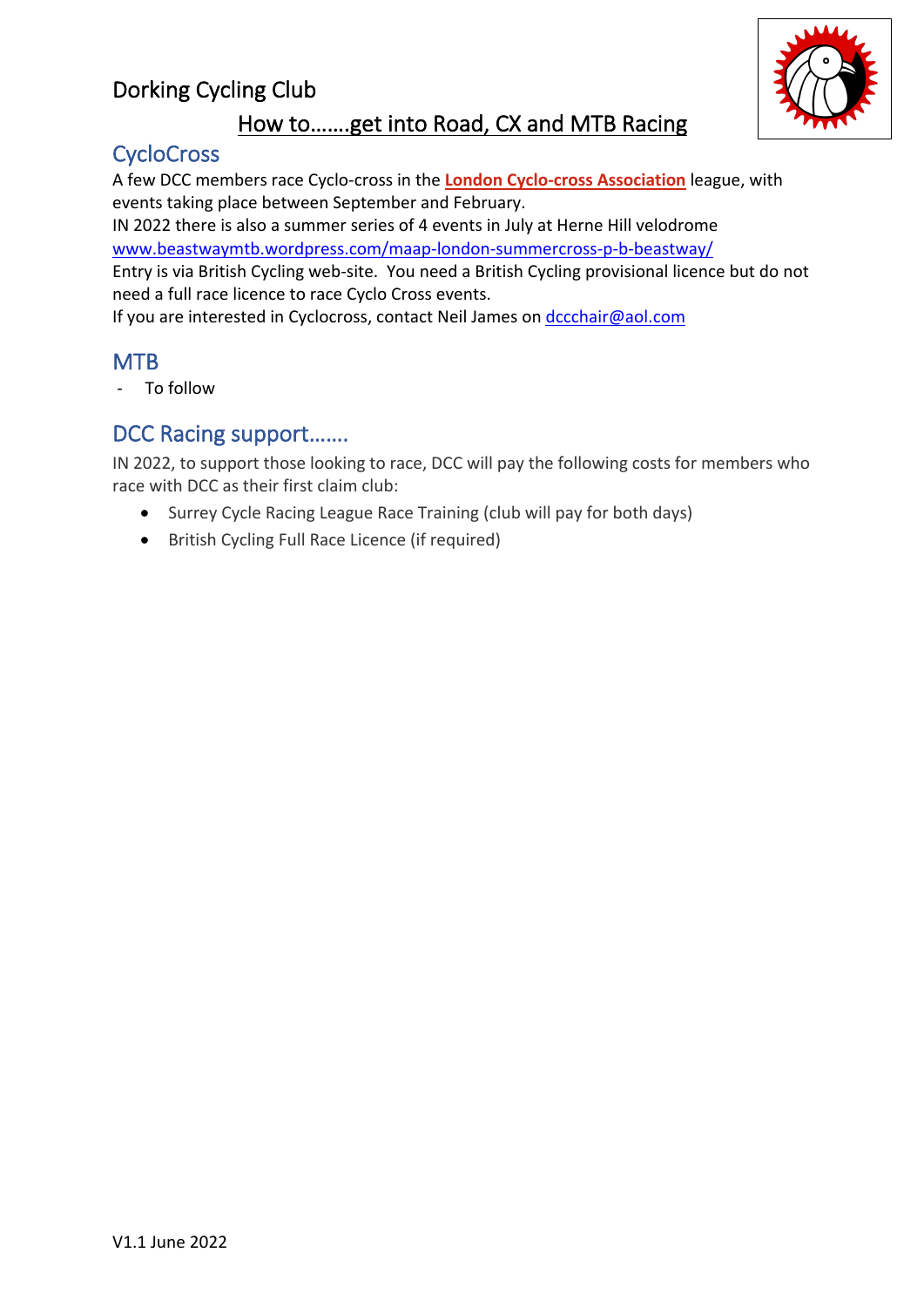Dorking Cycling Club

How to…….get into Road, CX and MTB Racing

## CycloCross

A few DCC members race Cyclo-cross in the **London Cyclo-cross Association** league, with events taking place between September and February.
IN 2022 there is also a summer series of 4 events in July at Herne Hill velodrome
www.beastwaymtb.wordpress.com/maap-london-summercross-p-b-beastway/
Entry is via British Cycling web-site. You need a British Cycling provisional licence but do not need a full race licence to race Cyclo Cross events.
If you are interested in Cyclocross, contact Neil James on dccchair@aol.com

## MTB

- To follow

## DCC Racing support…….

IN 2022, to support those looking to race, DCC will pay the following costs for members who race with DCC as their first claim club:

- Surrey Cycle Racing League Race Training (club will pay for both days)
- British Cycling Full Race Licence (if required)

V1.1 June 2022